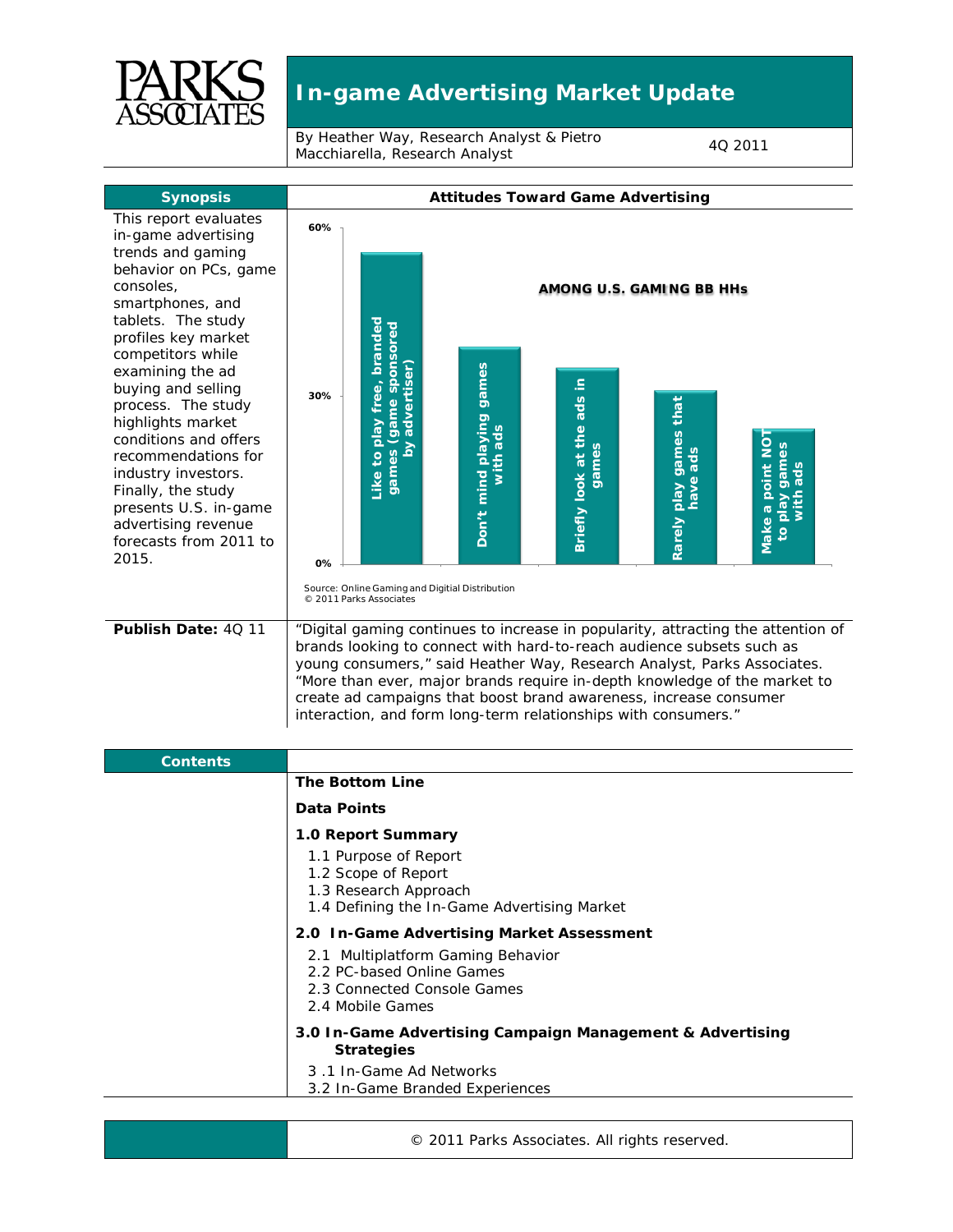# In-game Advertising Market Update

By Heather Way, Research Analyst & Pietro Macchiarella, Research Analyst

4Q 2011

## Synopsis

This report evaluates in-game advertising trends and gaming behavior on PCs, game consoles, smartphones, and tablets. The study profiles key market competitors while examining the ad buying and selling process. The study highlights market conditions and offers recommendations for industry investors. Finally, the study presents U.S. in-game advertising revenue forecasts from 2011 to 2015.

## Attitudes Toward Game Advertising

AMONG U.S. GAMING BB HHs

- Like to play free, branded games (game sponsored by advertiser)
- Don't mind playing games with ads
- Briefly look at the ads in games
- Rarely play games that have ads
- Make a point NOT to play games with ads

Source: Online Gaming and Digitial Distribution
© 2011 Parks Associates

**Publish Date:** 4Q 11

"Digital gaming continues to increase in popularity, attracting the attention of brands looking to connect with hard-to-reach audience subsets such as young consumers," said Heather Way, Research Analyst, Parks Associates. "More than ever, major brands require in-depth knowledge of the market to create ad campaigns that boost brand awareness, increase consumer interaction, and form long-term relationships with consumers."

## Contents

**The Bottom Line**

**Data Points**

**1.0 Report Summary**

- 1.1 Purpose of Report
- 1.2 Scope of Report
- 1.3 Research Approach
- 1.4 Defining the In-Game Advertising Market

**2.0 In-Game Advertising Market Assessment**

- 2.1 Multiplatform Gaming Behavior
- 2.2 PC-based Online Games
- 2.3 Connected Console Games
- 2.4 Mobile Games

**3.0 In-Game Advertising Campaign Management & Advertising Strategies**

- 3 .1 In-Game Ad Networks
- 3.2 In-Game Branded Experiences

© 2011 Parks Associates. All rights reserved.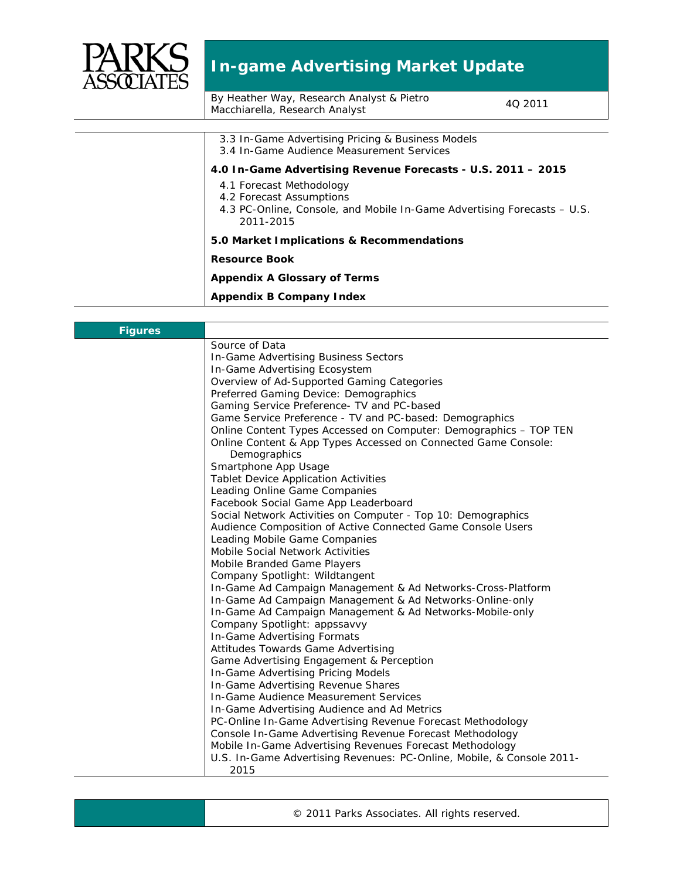3.3 In-Game Advertising Pricing & Business Models
3.4 In-Game Audience Measurement Services

**4.0 In-Game Advertising Revenue Forecasts - U.S. 2011 – 2015**

4.1 Forecast Methodology
4.2 Forecast Assumptions
4.3 PC-Online, Console, and Mobile In-Game Advertising Forecasts – U.S. 2011-2015

**5.0 Market Implications & Recommendations**

**Resource Book**

**Appendix A Glossary of Terms**

**Appendix B Company Index**

## Figures

Source of Data
In-Game Advertising Business Sectors
In-Game Advertising Ecosystem
Overview of Ad-Supported Gaming Categories
Preferred Gaming Device: Demographics
Gaming Service Preference- TV and PC-based
Game Service Preference - TV and PC-based: Demographics
Online Content Types Accessed on Computer: Demographics – TOP TEN
Online Content & App Types Accessed on Connected Game Console: Demographics
Smartphone App Usage
Tablet Device Application Activities
Leading Online Game Companies
Facebook Social Game App Leaderboard
Social Network Activities on Computer - Top 10: Demographics
Audience Composition of Active Connected Game Console Users
Leading Mobile Game Companies
Mobile Social Network Activities
Mobile Branded Game Players
Company Spotlight: Wildtangent
In-Game Ad Campaign Management & Ad Networks-Cross-Platform
In-Game Ad Campaign Management & Ad Networks-Online-only
In-Game Ad Campaign Management & Ad Networks-Mobile-only
Company Spotlight: appssavvy
In-Game Advertising Formats
Attitudes Towards Game Advertising
Game Advertising Engagement & Perception
In-Game Advertising Pricing Models
In-Game Advertising Revenue Shares
In-Game Audience Measurement Services
In-Game Advertising Audience and Ad Metrics
PC-Online In-Game Advertising Revenue Forecast Methodology
Console In-Game Advertising Revenue Forecast Methodology
Mobile In-Game Advertising Revenues Forecast Methodology
U.S. In-Game Advertising Revenues: PC-Online, Mobile, & Console 2011-2015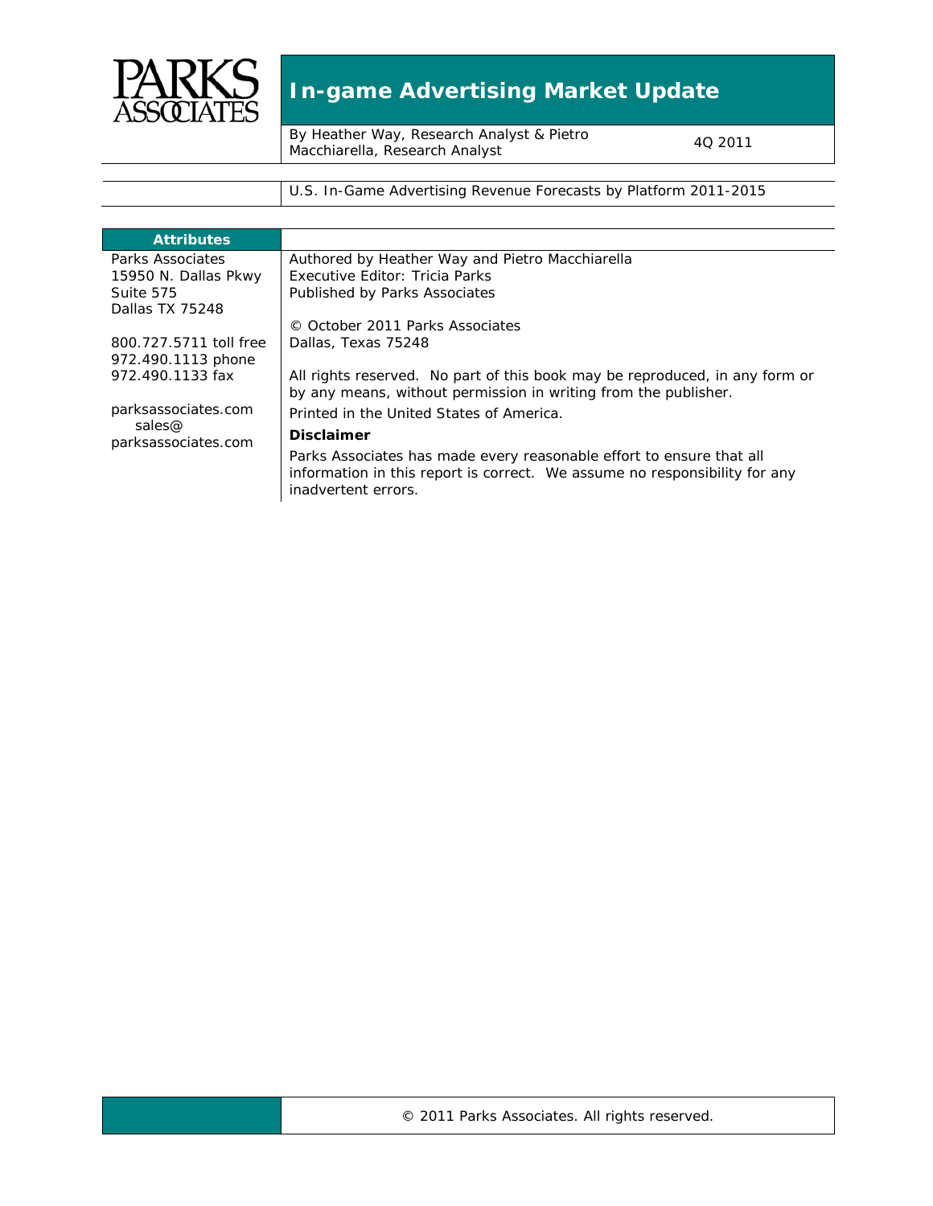# In-game Advertising Market Update

By Heather Way, Research Analyst & Pietro Macchiarella, Research Analyst

4Q 2011

U.S. In-Game Advertising Revenue Forecasts by Platform 2011-2015

| Attributes | |
|---|---|
| Parks Associates<br>15950 N. Dallas Pkwy<br>Suite 575<br>Dallas TX 75248 | Authored by Heather Way and Pietro Macchiarella<br>Executive Editor: Tricia Parks<br>Published by Parks Associates |
| 800.727.5711 toll free<br>972.490.1113 phone<br>972.490.1133 fax | © October 2011 Parks Associates<br>Dallas, Texas 75248<br><br>All rights reserved. No part of this book may be reproduced, in any form or by any means, without permission in writing from the publisher. |
| parksassociates.com<br>sales@parksassociates.com | Printed in the United States of America.<br><br>**Disclaimer**<br><br>Parks Associates has made every reasonable effort to ensure that all information in this report is correct. We assume no responsibility for any inadvertent errors. |